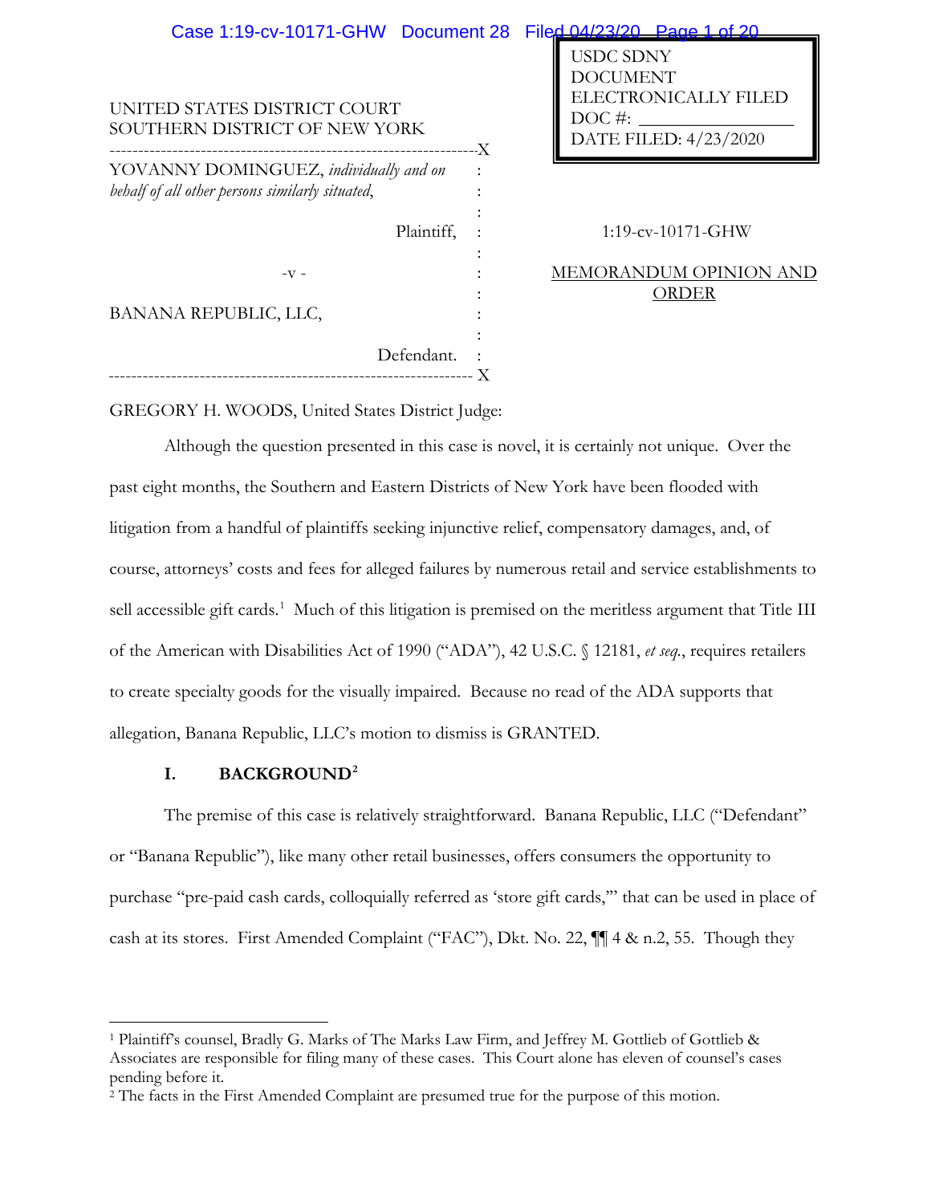USDC SDNY
DOCUMENT
ELECTRONICALLY FILED
DOC #: _______________
DATE FILED: 4/23/2020

UNITED STATES DISTRICT COURT
SOUTHERN DISTRICT OF NEW YORK

YOVANNY DOMINGUEZ, *individually and on behalf of all other persons similarly situated*,

Plaintiff,

-v -

BANANA REPUBLIC, LLC,

Defendant.

1:19-cv-10171-GHW

MEMORANDUM OPINION AND ORDER

GREGORY H. WOODS, United States District Judge:

Although the question presented in this case is novel, it is certainly not unique. Over the past eight months, the Southern and Eastern Districts of New York have been flooded with litigation from a handful of plaintiffs seeking injunctive relief, compensatory damages, and, of course, attorneys' costs and fees for alleged failures by numerous retail and service establishments to sell accessible gift cards.[1] Much of this litigation is premised on the meritless argument that Title III of the American with Disabilities Act of 1990 ("ADA"), 42 U.S.C. § 12181, *et seq.*, requires retailers to create specialty goods for the visually impaired. Because no read of the ADA supports that allegation, Banana Republic, LLC's motion to dismiss is GRANTED.

## I. BACKGROUND[2]

The premise of this case is relatively straightforward. Banana Republic, LLC ("Defendant" or "Banana Republic"), like many other retail businesses, offers consumers the opportunity to purchase "pre-paid cash cards, colloquially referred as 'store gift cards,'" that can be used in place of cash at its stores. First Amended Complaint ("FAC"), Dkt. No. 22, ¶¶ 4 & n.2, 55. Though they

---

[1] Plaintiff's counsel, Bradly G. Marks of The Marks Law Firm, and Jeffrey M. Gottlieb of Gottlieb & Associates are responsible for filing many of these cases. This Court alone has eleven of counsel's cases pending before it.

[2] The facts in the First Amended Complaint are presumed true for the purpose of this motion.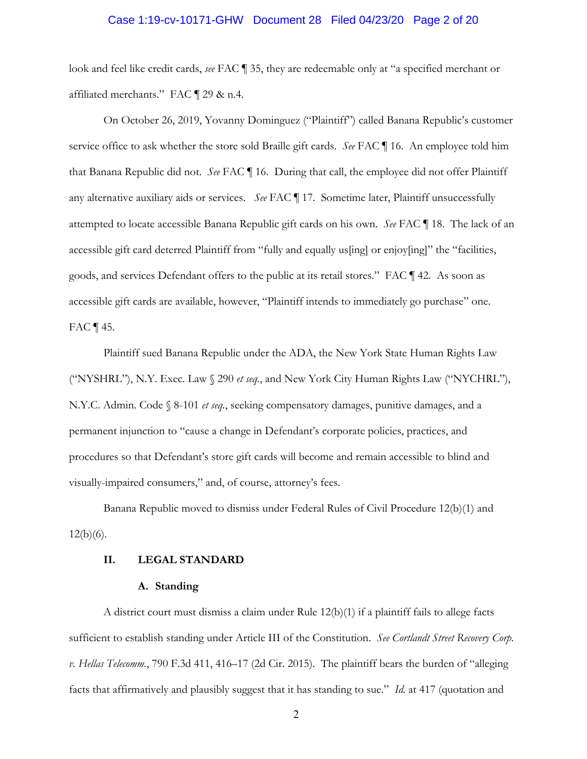look and feel like credit cards, *see* FAC ¶ 35, they are redeemable only at "a specified merchant or affiliated merchants." FAC ¶ 29 & n.4.

On October 26, 2019, Yovanny Dominguez ("Plaintiff") called Banana Republic's customer service office to ask whether the store sold Braille gift cards. *See* FAC ¶ 16. An employee told him that Banana Republic did not. *See* FAC ¶ 16. During that call, the employee did not offer Plaintiff any alternative auxiliary aids or services. *See* FAC ¶ 17. Sometime later, Plaintiff unsuccessfully attempted to locate accessible Banana Republic gift cards on his own. *See* FAC ¶ 18. The lack of an accessible gift card deterred Plaintiff from "fully and equally us[ing] or enjoy[ing]" the "facilities, goods, and services Defendant offers to the public at its retail stores." FAC ¶ 42. As soon as accessible gift cards are available, however, "Plaintiff intends to immediately go purchase" one. FAC ¶ 45.

Plaintiff sued Banana Republic under the ADA, the New York State Human Rights Law ("NYSHRL"), N.Y. Exec. Law § 290 *et seq.*, and New York City Human Rights Law ("NYCHRL"), N.Y.C. Admin. Code § 8-101 *et seq.*, seeking compensatory damages, punitive damages, and a permanent injunction to "cause a change in Defendant's corporate policies, practices, and procedures so that Defendant's store gift cards will become and remain accessible to blind and visually-impaired consumers," and, of course, attorney's fees.

Banana Republic moved to dismiss under Federal Rules of Civil Procedure 12(b)(1) and 12(b)(6).

## II. LEGAL STANDARD

### A. Standing

A district court must dismiss a claim under Rule 12(b)(1) if a plaintiff fails to allege facts sufficient to establish standing under Article III of the Constitution. *See Cortlandt Street Recovery Corp. v. Hellas Telecomm.*, 790 F.3d 411, 416–17 (2d Cir. 2015). The plaintiff bears the burden of "alleging facts that affirmatively and plausibly suggest that it has standing to sue." *Id.* at 417 (quotation and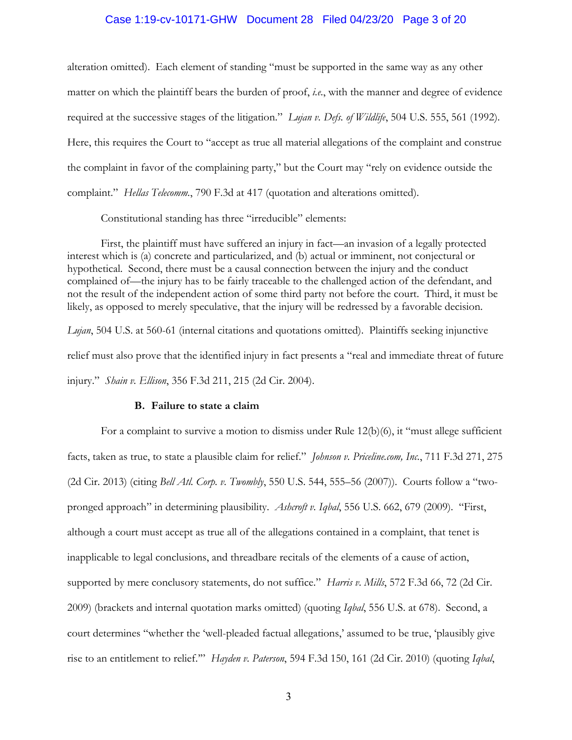alteration omitted). Each element of standing "must be supported in the same way as any other matter on which the plaintiff bears the burden of proof, *i.e.*, with the manner and degree of evidence required at the successive stages of the litigation." *Lujan v. Defs. of Wildlife*, 504 U.S. 555, 561 (1992). Here, this requires the Court to "accept as true all material allegations of the complaint and construe the complaint in favor of the complaining party," but the Court may "rely on evidence outside the complaint." *Hellas Telecomm.*, 790 F.3d at 417 (quotation and alterations omitted).

Constitutional standing has three "irreducible" elements:

> First, the plaintiff must have suffered an injury in fact—an invasion of a legally protected interest which is (a) concrete and particularized, and (b) actual or imminent, not conjectural or hypothetical. Second, there must be a causal connection between the injury and the conduct complained of—the injury has to be fairly traceable to the challenged action of the defendant, and not the result of the independent action of some third party not before the court. Third, it must be likely, as opposed to merely speculative, that the injury will be redressed by a favorable decision.

*Lujan*, 504 U.S. at 560-61 (internal citations and quotations omitted). Plaintiffs seeking injunctive relief must also prove that the identified injury in fact presents a "real and immediate threat of future injury." *Shain v. Ellison*, 356 F.3d 211, 215 (2d Cir. 2004).

**B. Failure to state a claim**

For a complaint to survive a motion to dismiss under Rule 12(b)(6), it "must allege sufficient facts, taken as true, to state a plausible claim for relief." *Johnson v. Priceline.com, Inc.*, 711 F.3d 271, 275 (2d Cir. 2013) (citing *Bell Atl. Corp. v. Twombly*, 550 U.S. 544, 555–56 (2007)). Courts follow a "two-pronged approach" in determining plausibility. *Ashcroft v. Iqbal*, 556 U.S. 662, 679 (2009). "First, although a court must accept as true all of the allegations contained in a complaint, that tenet is inapplicable to legal conclusions, and threadbare recitals of the elements of a cause of action, supported by mere conclusory statements, do not suffice." *Harris v. Mills*, 572 F.3d 66, 72 (2d Cir. 2009) (brackets and internal quotation marks omitted) (quoting *Iqbal*, 556 U.S. at 678). Second, a court determines "whether the 'well-pleaded factual allegations,' assumed to be true, 'plausibly give rise to an entitlement to relief.'" *Hayden v. Paterson*, 594 F.3d 150, 161 (2d Cir. 2010) (quoting *Iqbal*,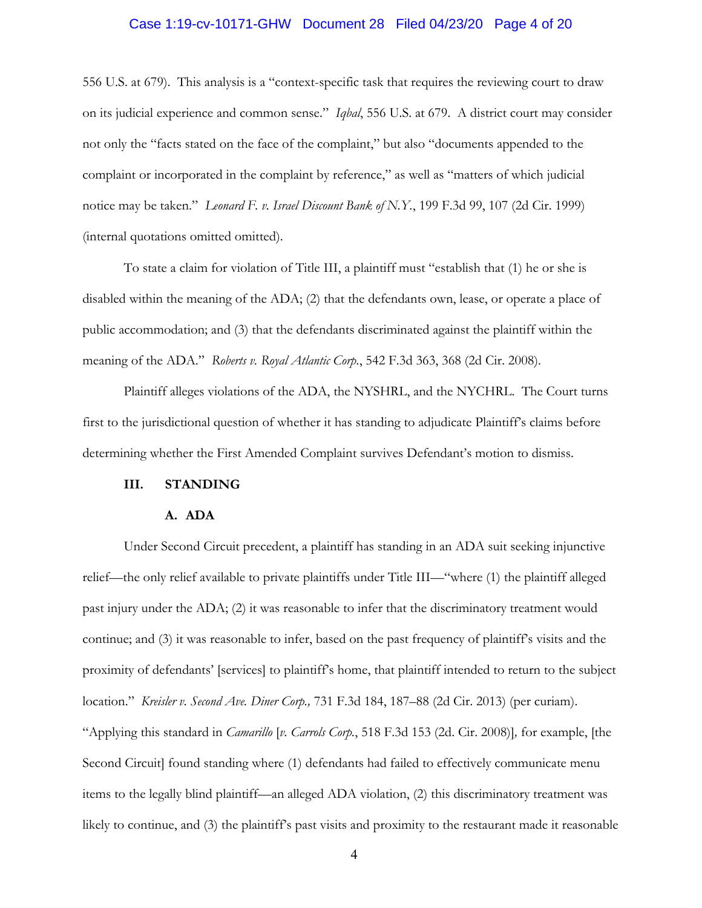556 U.S. at 679). This analysis is a "context-specific task that requires the reviewing court to draw on its judicial experience and common sense." *Iqbal*, 556 U.S. at 679. A district court may consider not only the "facts stated on the face of the complaint," but also "documents appended to the complaint or incorporated in the complaint by reference," as well as "matters of which judicial notice may be taken." *Leonard F. v. Israel Discount Bank of N.Y.*, 199 F.3d 99, 107 (2d Cir. 1999) (internal quotations omitted omitted).

To state a claim for violation of Title III, a plaintiff must "establish that (1) he or she is disabled within the meaning of the ADA; (2) that the defendants own, lease, or operate a place of public accommodation; and (3) that the defendants discriminated against the plaintiff within the meaning of the ADA." *Roberts v. Royal Atlantic Corp.*, 542 F.3d 363, 368 (2d Cir. 2008).

Plaintiff alleges violations of the ADA, the NYSHRL, and the NYCHRL. The Court turns first to the jurisdictional question of whether it has standing to adjudicate Plaintiff's claims before determining whether the First Amended Complaint survives Defendant's motion to dismiss.

## III. STANDING

### A. ADA

Under Second Circuit precedent, a plaintiff has standing in an ADA suit seeking injunctive relief—the only relief available to private plaintiffs under Title III—"where (1) the plaintiff alleged past injury under the ADA; (2) it was reasonable to infer that the discriminatory treatment would continue; and (3) it was reasonable to infer, based on the past frequency of plaintiff's visits and the proximity of defendants' [services] to plaintiff's home, that plaintiff intended to return to the subject location." *Kreisler v. Second Ave. Diner Corp.,* 731 F.3d 184, 187–88 (2d Cir. 2013) (per curiam). "Applying this standard in *Camarillo* [*v. Carrols Corp.*, 518 F.3d 153 (2d. Cir. 2008)]*,* for example, [the Second Circuit] found standing where (1) defendants had failed to effectively communicate menu items to the legally blind plaintiff—an alleged ADA violation, (2) this discriminatory treatment was likely to continue, and (3) the plaintiff's past visits and proximity to the restaurant made it reasonable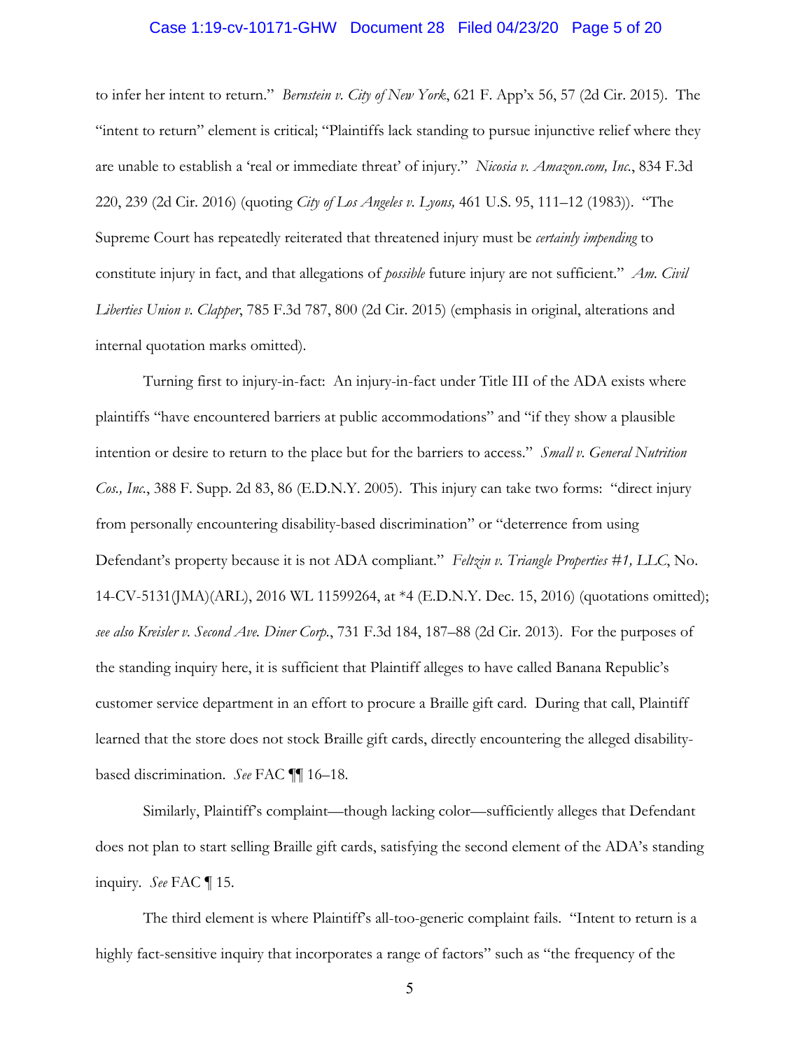to infer her intent to return." *Bernstein v. City of New York*, 621 F. App'x 56, 57 (2d Cir. 2015). The "intent to return" element is critical; "Plaintiffs lack standing to pursue injunctive relief where they are unable to establish a 'real or immediate threat' of injury." *Nicosia v. Amazon.com, Inc.*, 834 F.3d 220, 239 (2d Cir. 2016) (quoting *City of Los Angeles v. Lyons,* 461 U.S. 95, 111–12 (1983)). "The Supreme Court has repeatedly reiterated that threatened injury must be *certainly impending* to constitute injury in fact, and that allegations of *possible* future injury are not sufficient." *Am. Civil Liberties Union v. Clapper*, 785 F.3d 787, 800 (2d Cir. 2015) (emphasis in original, alterations and internal quotation marks omitted).

Turning first to injury-in-fact: An injury-in-fact under Title III of the ADA exists where plaintiffs "have encountered barriers at public accommodations" and "if they show a plausible intention or desire to return to the place but for the barriers to access." *Small v. General Nutrition Cos., Inc.*, 388 F. Supp. 2d 83, 86 (E.D.N.Y. 2005). This injury can take two forms: "direct injury from personally encountering disability-based discrimination" or "deterrence from using Defendant's property because it is not ADA compliant." *Feltzin v. Triangle Properties #1, LLC*, No. 14-CV-5131(JMA)(ARL), 2016 WL 11599264, at *4 (E.D.N.Y. Dec. 15, 2016) (quotations omitted); *see also Kreisler v. Second Ave. Diner Corp.*, 731 F.3d 184, 187–88 (2d Cir. 2013). For the purposes of the standing inquiry here, it is sufficient that Plaintiff alleges to have called Banana Republic's customer service department in an effort to procure a Braille gift card. During that call, Plaintiff learned that the store does not stock Braille gift cards, directly encountering the alleged disability-based discrimination. *See* FAC ¶¶ 16–18.

Similarly, Plaintiff's complaint—though lacking color—sufficiently alleges that Defendant does not plan to start selling Braille gift cards, satisfying the second element of the ADA's standing inquiry. *See* FAC ¶ 15.

The third element is where Plaintiff's all-too-generic complaint fails. "Intent to return is a highly fact-sensitive inquiry that incorporates a range of factors" such as "the frequency of the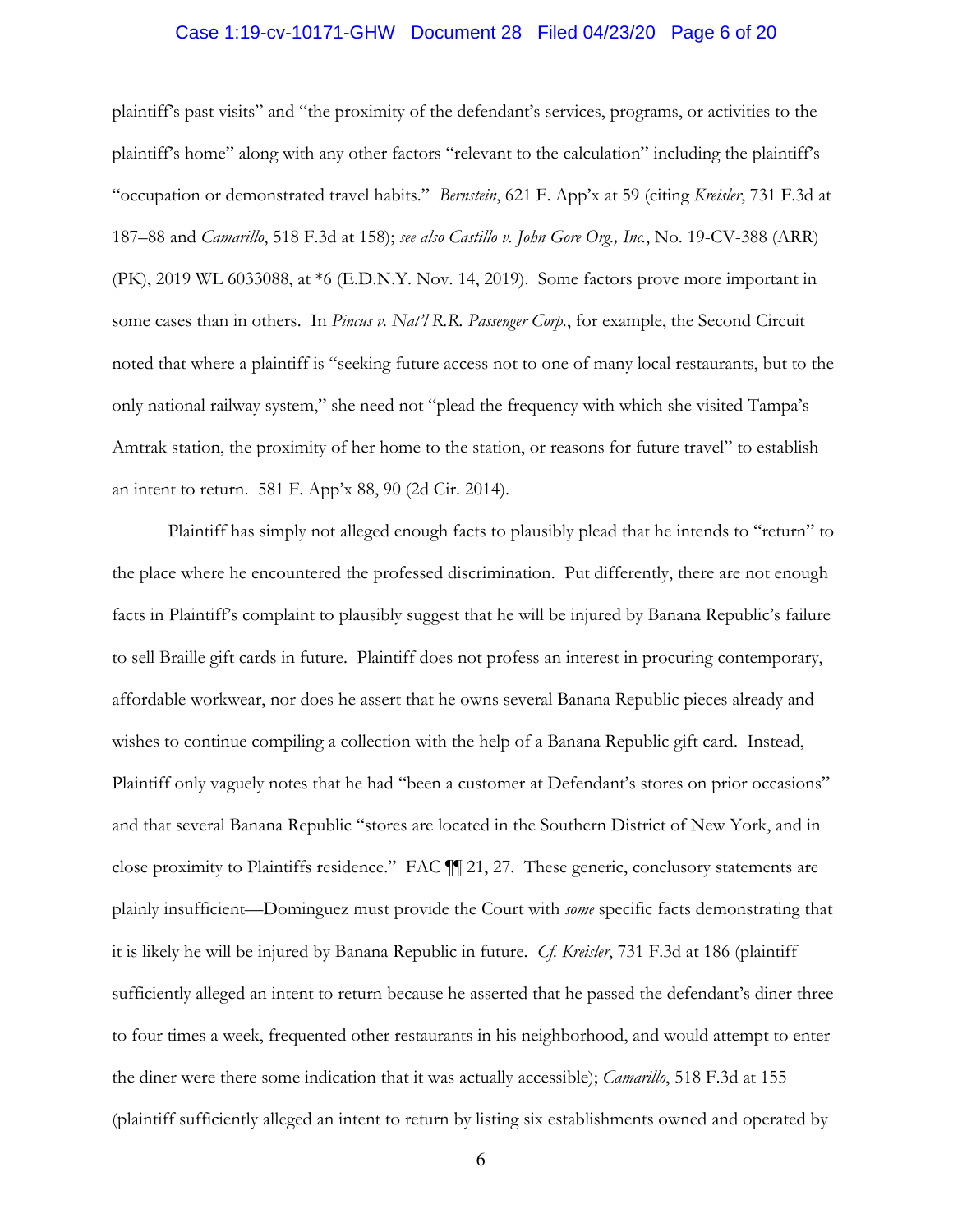plaintiff's past visits" and "the proximity of the defendant's services, programs, or activities to the plaintiff's home" along with any other factors "relevant to the calculation" including the plaintiff's "occupation or demonstrated travel habits." *Bernstein*, 621 F. App'x at 59 (citing *Kreisler*, 731 F.3d at 187–88 and *Camarillo*, 518 F.3d at 158); *see also Castillo v. John Gore Org., Inc.*, No. 19-CV-388 (ARR) (PK), 2019 WL 6033088, at *6 (E.D.N.Y. Nov. 14, 2019). Some factors prove more important in some cases than in others. In *Pincus v. Nat'l R.R. Passenger Corp.*, for example, the Second Circuit noted that where a plaintiff is "seeking future access not to one of many local restaurants, but to the only national railway system," she need not "plead the frequency with which she visited Tampa's Amtrak station, the proximity of her home to the station, or reasons for future travel" to establish an intent to return. 581 F. App'x 88, 90 (2d Cir. 2014).

Plaintiff has simply not alleged enough facts to plausibly plead that he intends to "return" to the place where he encountered the professed discrimination. Put differently, there are not enough facts in Plaintiff's complaint to plausibly suggest that he will be injured by Banana Republic's failure to sell Braille gift cards in future. Plaintiff does not profess an interest in procuring contemporary, affordable workwear, nor does he assert that he owns several Banana Republic pieces already and wishes to continue compiling a collection with the help of a Banana Republic gift card. Instead, Plaintiff only vaguely notes that he had "been a customer at Defendant's stores on prior occasions" and that several Banana Republic "stores are located in the Southern District of New York, and in close proximity to Plaintiffs residence." FAC ¶¶ 21, 27. These generic, conclusory statements are plainly insufficient—Dominguez must provide the Court with *some* specific facts demonstrating that it is likely he will be injured by Banana Republic in future. *Cf. Kreisler*, 731 F.3d at 186 (plaintiff sufficiently alleged an intent to return because he asserted that he passed the defendant's diner three to four times a week, frequented other restaurants in his neighborhood, and would attempt to enter the diner were there some indication that it was actually accessible); *Camarillo*, 518 F.3d at 155 (plaintiff sufficiently alleged an intent to return by listing six establishments owned and operated by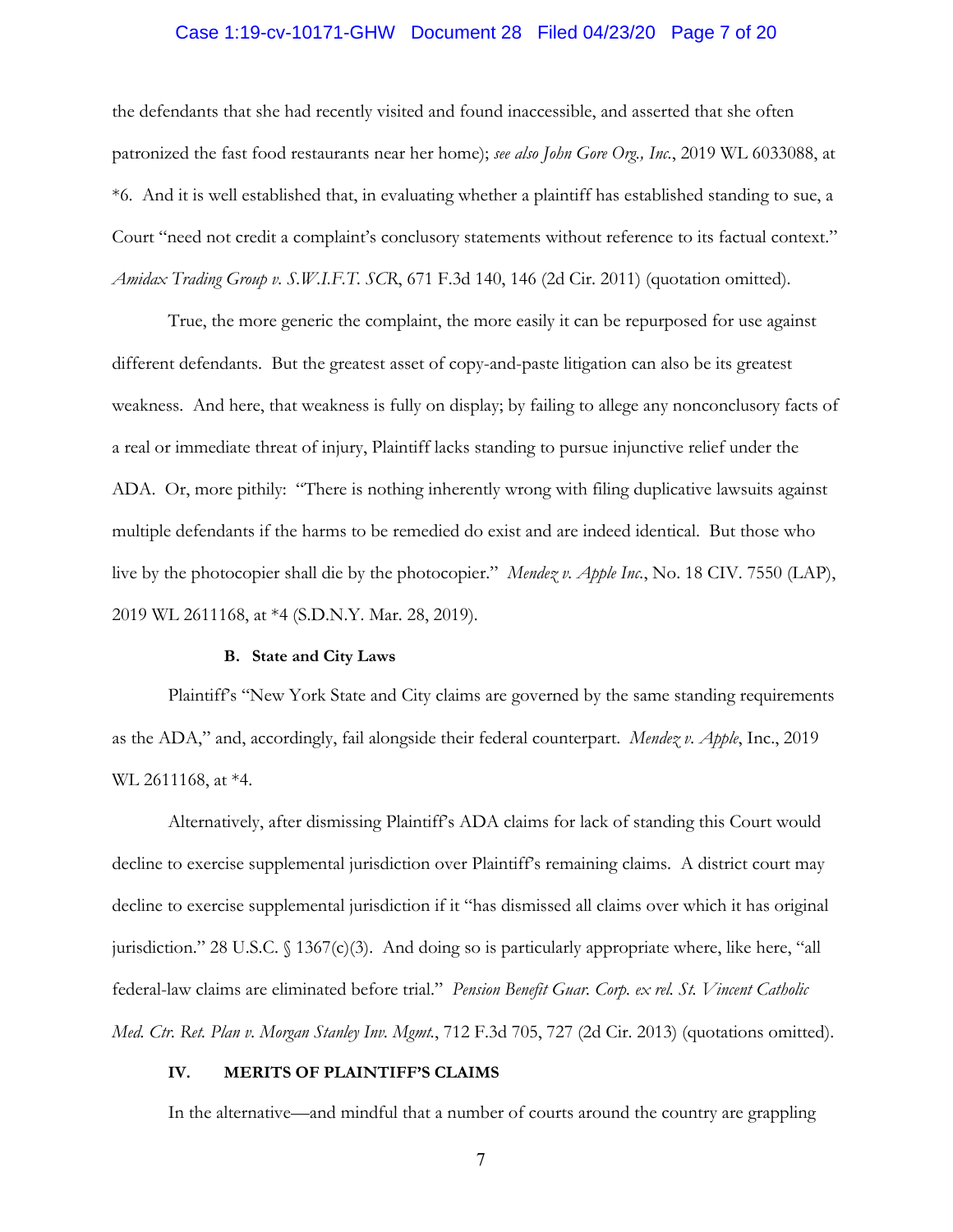the defendants that she had recently visited and found inaccessible, and asserted that she often patronized the fast food restaurants near her home); *see also John Gore Org., Inc.*, 2019 WL 6033088, at *6. And it is well established that, in evaluating whether a plaintiff has established standing to sue, a Court "need not credit a complaint's conclusory statements without reference to its factual context." *Amidax Trading Group v. S.W.I.F.T. SCR*, 671 F.3d 140, 146 (2d Cir. 2011) (quotation omitted).

True, the more generic the complaint, the more easily it can be repurposed for use against different defendants. But the greatest asset of copy-and-paste litigation can also be its greatest weakness. And here, that weakness is fully on display; by failing to allege any nonconclusory facts of a real or immediate threat of injury, Plaintiff lacks standing to pursue injunctive relief under the ADA. Or, more pithily: "There is nothing inherently wrong with filing duplicative lawsuits against multiple defendants if the harms to be remedied do exist and are indeed identical. But those who live by the photocopier shall die by the photocopier." *Mendez v. Apple Inc.*, No. 18 CIV. 7550 (LAP), 2019 WL 2611168, at *4 (S.D.N.Y. Mar. 28, 2019).

**B. State and City Laws**

Plaintiff's "New York State and City claims are governed by the same standing requirements as the ADA," and, accordingly, fail alongside their federal counterpart. *Mendez v. Apple*, Inc., 2019 WL 2611168, at *4.

Alternatively, after dismissing Plaintiff's ADA claims for lack of standing this Court would decline to exercise supplemental jurisdiction over Plaintiff's remaining claims. A district court may decline to exercise supplemental jurisdiction if it "has dismissed all claims over which it has original jurisdiction." 28 U.S.C. § 1367(c)(3). And doing so is particularly appropriate where, like here, "all federal-law claims are eliminated before trial." *Pension Benefit Guar. Corp. ex rel. St. Vincent Catholic Med. Ctr. Ret. Plan v. Morgan Stanley Inv. Mgmt.*, 712 F.3d 705, 727 (2d Cir. 2013) (quotations omitted).

**IV. MERITS OF PLAINTIFF'S CLAIMS**

In the alternative—and mindful that a number of courts around the country are grappling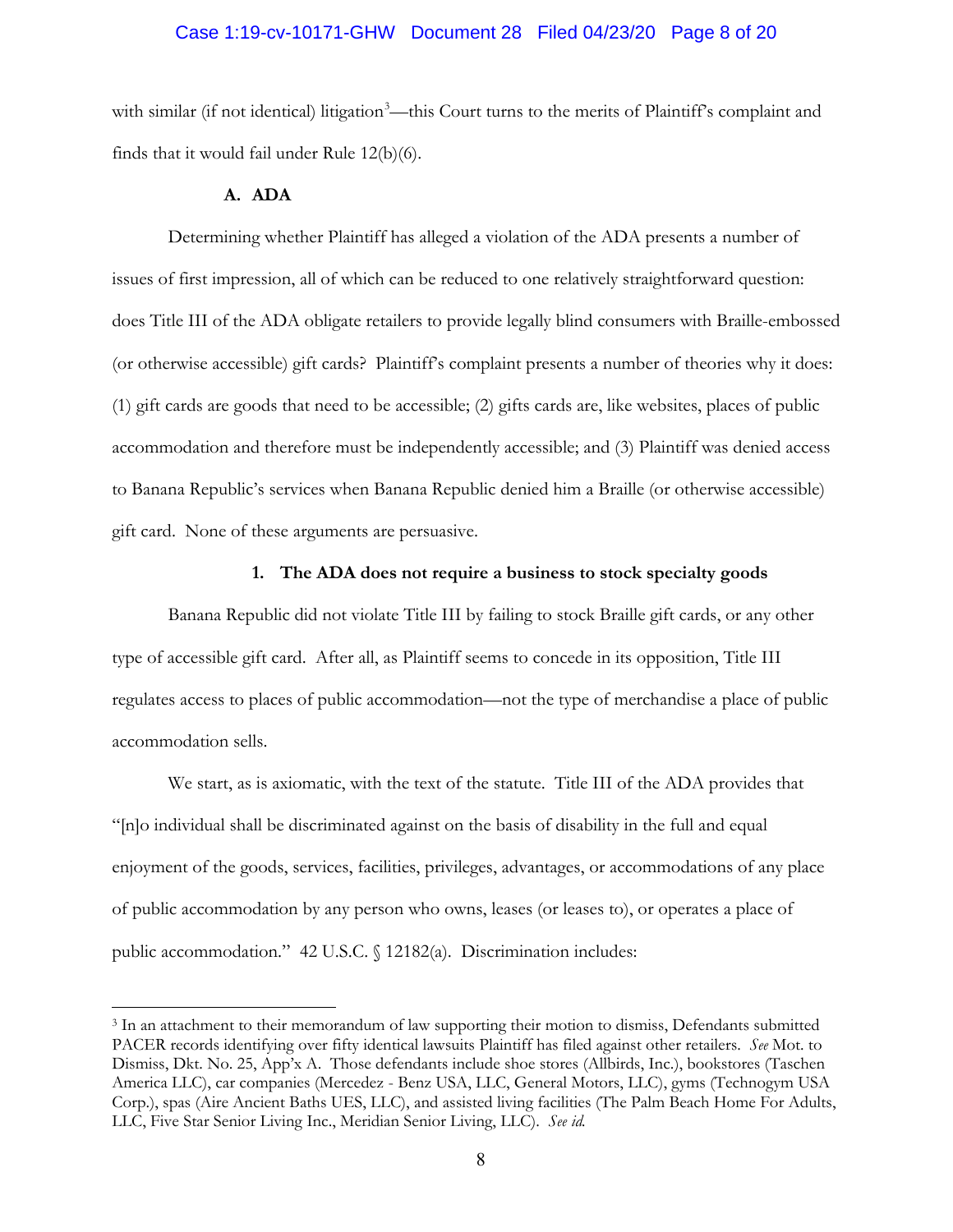with similar (if not identical) litigation[3]—this Court turns to the merits of Plaintiff's complaint and finds that it would fail under Rule 12(b)(6).

### A. ADA

Determining whether Plaintiff has alleged a violation of the ADA presents a number of issues of first impression, all of which can be reduced to one relatively straightforward question: does Title III of the ADA obligate retailers to provide legally blind consumers with Braille-embossed (or otherwise accessible) gift cards? Plaintiff's complaint presents a number of theories why it does: (1) gift cards are goods that need to be accessible; (2) gifts cards are, like websites, places of public accommodation and therefore must be independently accessible; and (3) Plaintiff was denied access to Banana Republic's services when Banana Republic denied him a Braille (or otherwise accessible) gift card. None of these arguments are persuasive.

#### 1. The ADA does not require a business to stock specialty goods

Banana Republic did not violate Title III by failing to stock Braille gift cards, or any other type of accessible gift card. After all, as Plaintiff seems to concede in its opposition, Title III regulates access to places of public accommodation—not the type of merchandise a place of public accommodation sells.

We start, as is axiomatic, with the text of the statute. Title III of the ADA provides that "[n]o individual shall be discriminated against on the basis of disability in the full and equal enjoyment of the goods, services, facilities, privileges, advantages, or accommodations of any place of public accommodation by any person who owns, leases (or leases to), or operates a place of public accommodation." 42 U.S.C. § 12182(a). Discrimination includes:

---

[3] In an attachment to their memorandum of law supporting their motion to dismiss, Defendants submitted PACER records identifying over fifty identical lawsuits Plaintiff has filed against other retailers. *See* Mot. to Dismiss, Dkt. No. 25, App'x A. Those defendants include shoe stores (Allbirds, Inc.), bookstores (Taschen America LLC), car companies (Mercedez - Benz USA, LLC, General Motors, LLC), gyms (Technogym USA Corp.), spas (Aire Ancient Baths UES, LLC), and assisted living facilities (The Palm Beach Home For Adults, LLC, Five Star Senior Living Inc., Meridian Senior Living, LLC). *See id.*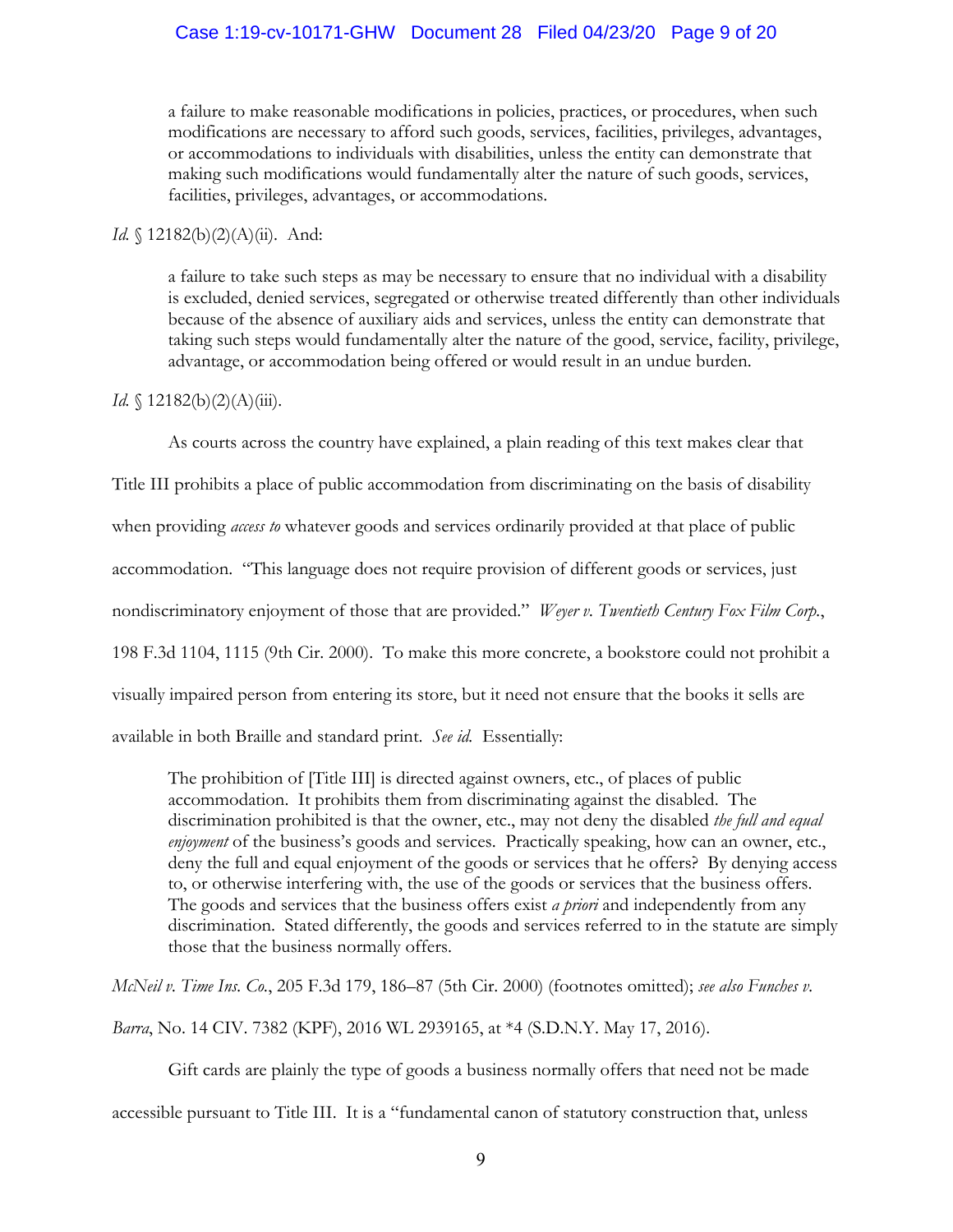> a failure to make reasonable modifications in policies, practices, or procedures, when such modifications are necessary to afford such goods, services, facilities, privileges, advantages, or accommodations to individuals with disabilities, unless the entity can demonstrate that making such modifications would fundamentally alter the nature of such goods, services, facilities, privileges, advantages, or accommodations.

*Id.* § 12182(b)(2)(A)(ii). And:

> a failure to take such steps as may be necessary to ensure that no individual with a disability is excluded, denied services, segregated or otherwise treated differently than other individuals because of the absence of auxiliary aids and services, unless the entity can demonstrate that taking such steps would fundamentally alter the nature of the good, service, facility, privilege, advantage, or accommodation being offered or would result in an undue burden.

*Id.* § 12182(b)(2)(A)(iii).

As courts across the country have explained, a plain reading of this text makes clear that Title III prohibits a place of public accommodation from discriminating on the basis of disability when providing *access to* whatever goods and services ordinarily provided at that place of public accommodation. "This language does not require provision of different goods or services, just nondiscriminatory enjoyment of those that are provided." *Weyer v. Twentieth Century Fox Film Corp.*, 198 F.3d 1104, 1115 (9th Cir. 2000). To make this more concrete, a bookstore could not prohibit a visually impaired person from entering its store, but it need not ensure that the books it sells are available in both Braille and standard print. *See id.* Essentially:

> The prohibition of [Title III] is directed against owners, etc., of places of public accommodation. It prohibits them from discriminating against the disabled. The discrimination prohibited is that the owner, etc., may not deny the disabled *the full and equal enjoyment* of the business's goods and services. Practically speaking, how can an owner, etc., deny the full and equal enjoyment of the goods or services that he offers? By denying access to, or otherwise interfering with, the use of the goods or services that the business offers. The goods and services that the business offers exist *a priori* and independently from any discrimination. Stated differently, the goods and services referred to in the statute are simply those that the business normally offers.

*McNeil v. Time Ins. Co.*, 205 F.3d 179, 186–87 (5th Cir. 2000) (footnotes omitted); *see also Funches v. Barra*, No. 14 CIV. 7382 (KPF), 2016 WL 2939165, at *4 (S.D.N.Y. May 17, 2016).

Gift cards are plainly the type of goods a business normally offers that need not be made accessible pursuant to Title III. It is a "fundamental canon of statutory construction that, unless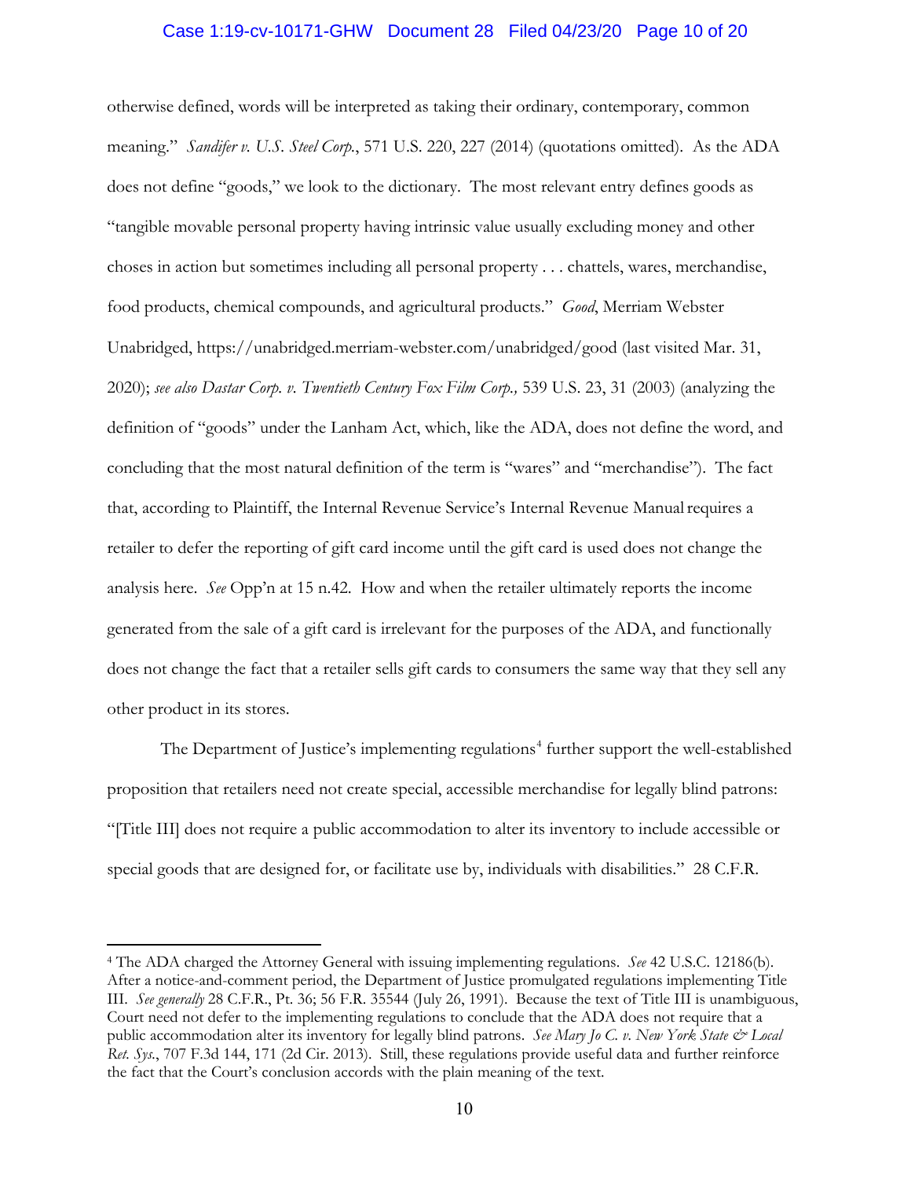otherwise defined, words will be interpreted as taking their ordinary, contemporary, common meaning." *Sandifer v. U.S. Steel Corp.*, 571 U.S. 220, 227 (2014) (quotations omitted). As the ADA does not define "goods," we look to the dictionary. The most relevant entry defines goods as "tangible movable personal property having intrinsic value usually excluding money and other choses in action but sometimes including all personal property . . . chattels, wares, merchandise, food products, chemical compounds, and agricultural products." *Good*, Merriam Webster Unabridged, https://unabridged.merriam-webster.com/unabridged/good (last visited Mar. 31, 2020); *see also Dastar Corp. v. Twentieth Century Fox Film Corp.,* 539 U.S. 23, 31 (2003) (analyzing the definition of "goods" under the Lanham Act, which, like the ADA, does not define the word, and concluding that the most natural definition of the term is "wares" and "merchandise"). The fact that, according to Plaintiff, the Internal Revenue Service's Internal Revenue Manual requires a retailer to defer the reporting of gift card income until the gift card is used does not change the analysis here. *See* Opp'n at 15 n.42. How and when the retailer ultimately reports the income generated from the sale of a gift card is irrelevant for the purposes of the ADA, and functionally does not change the fact that a retailer sells gift cards to consumers the same way that they sell any other product in its stores.

The Department of Justice's implementing regulations[4] further support the well-established proposition that retailers need not create special, accessible merchandise for legally blind patrons: "[Title III] does not require a public accommodation to alter its inventory to include accessible or special goods that are designed for, or facilitate use by, individuals with disabilities." 28 C.F.R.

---

[4] The ADA charged the Attorney General with issuing implementing regulations. *See* 42 U.S.C. 12186(b). After a notice-and-comment period, the Department of Justice promulgated regulations implementing Title III. *See generally* 28 C.F.R., Pt. 36; 56 F.R. 35544 (July 26, 1991). Because the text of Title III is unambiguous, Court need not defer to the implementing regulations to conclude that the ADA does not require that a public accommodation alter its inventory for legally blind patrons. *See Mary Jo C. v. New York State & Local Ret. Sys.*, 707 F.3d 144, 171 (2d Cir. 2013). Still, these regulations provide useful data and further reinforce the fact that the Court's conclusion accords with the plain meaning of the text.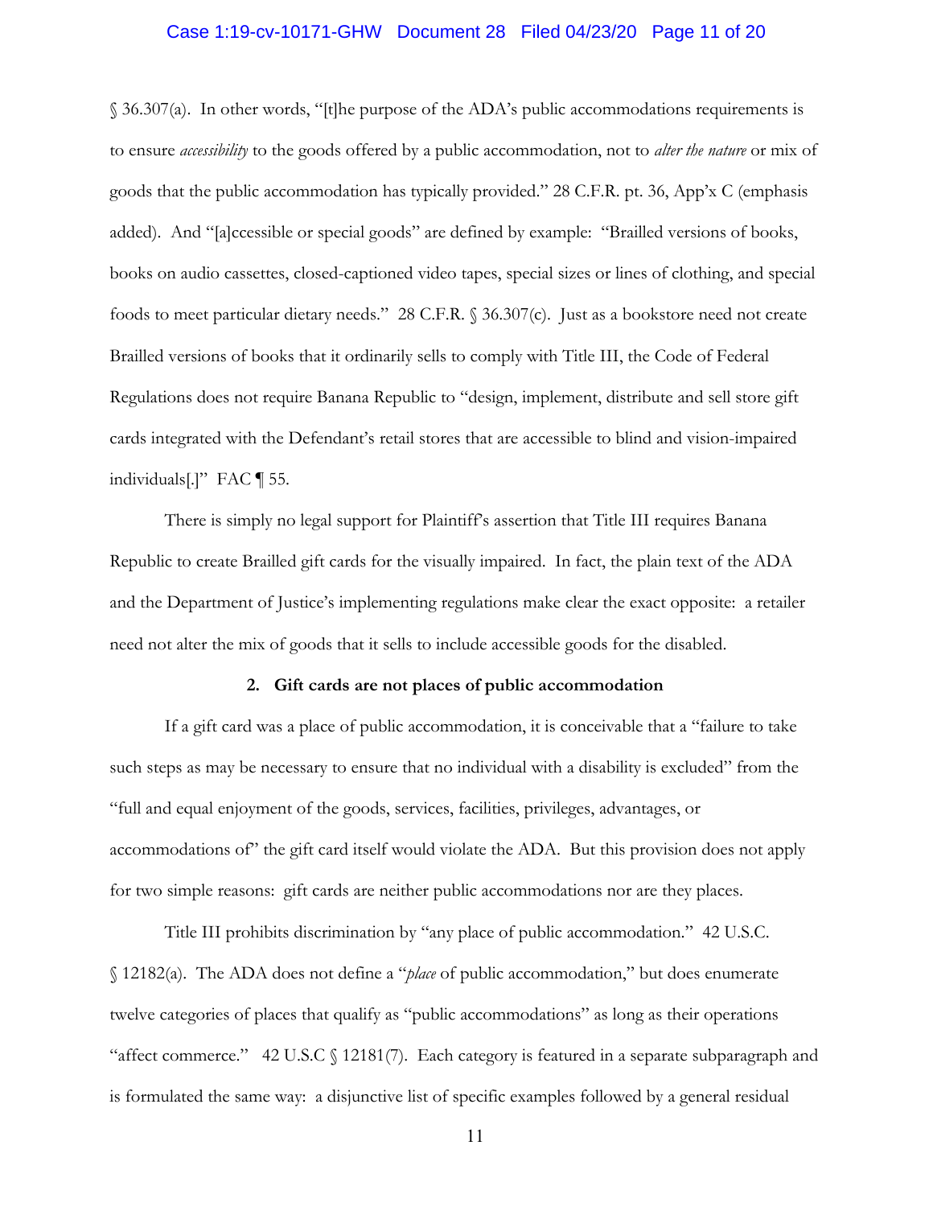§ 36.307(a). In other words, "[t]he purpose of the ADA's public accommodations requirements is to ensure *accessibility* to the goods offered by a public accommodation, not to *alter the nature* or mix of goods that the public accommodation has typically provided." 28 C.F.R. pt. 36, App'x C (emphasis added). And "[a]ccessible or special goods" are defined by example: "Brailled versions of books, books on audio cassettes, closed-captioned video tapes, special sizes or lines of clothing, and special foods to meet particular dietary needs." 28 C.F.R. § 36.307(c). Just as a bookstore need not create Brailled versions of books that it ordinarily sells to comply with Title III, the Code of Federal Regulations does not require Banana Republic to "design, implement, distribute and sell store gift cards integrated with the Defendant's retail stores that are accessible to blind and vision-impaired individuals[.]" FAC ¶ 55.

There is simply no legal support for Plaintiff's assertion that Title III requires Banana Republic to create Brailled gift cards for the visually impaired. In fact, the plain text of the ADA and the Department of Justice's implementing regulations make clear the exact opposite: a retailer need not alter the mix of goods that it sells to include accessible goods for the disabled.

### 2. Gift cards are not places of public accommodation

If a gift card was a place of public accommodation, it is conceivable that a "failure to take such steps as may be necessary to ensure that no individual with a disability is excluded" from the "full and equal enjoyment of the goods, services, facilities, privileges, advantages, or accommodations of" the gift card itself would violate the ADA. But this provision does not apply for two simple reasons: gift cards are neither public accommodations nor are they places.

Title III prohibits discrimination by "any place of public accommodation." 42 U.S.C. § 12182(a). The ADA does not define a "*place* of public accommodation," but does enumerate twelve categories of places that qualify as "public accommodations" as long as their operations "affect commerce." 42 U.S.C § 12181(7). Each category is featured in a separate subparagraph and is formulated the same way: a disjunctive list of specific examples followed by a general residual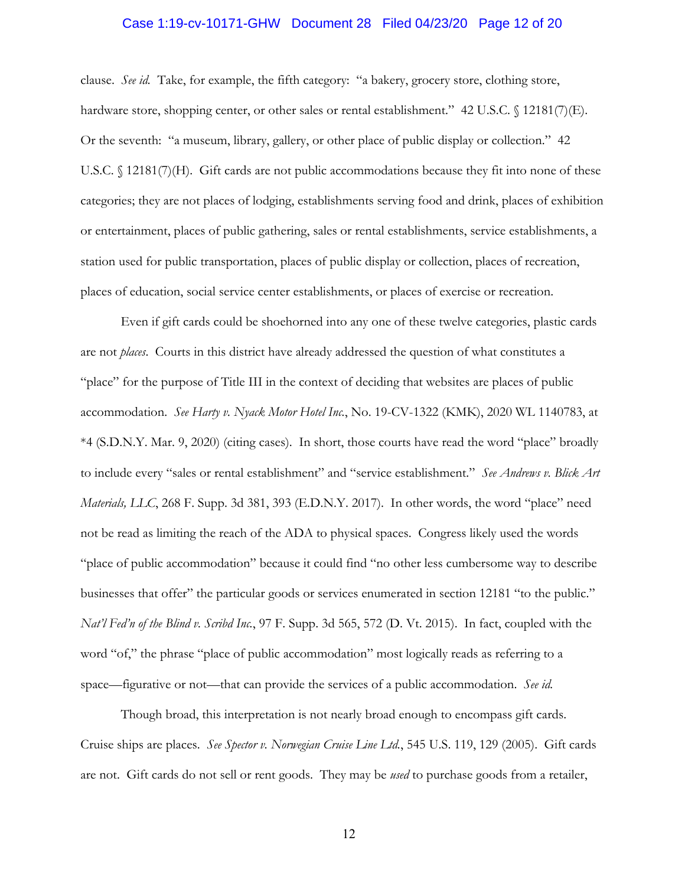clause. *See id.* Take, for example, the fifth category: "a bakery, grocery store, clothing store, hardware store, shopping center, or other sales or rental establishment." 42 U.S.C. § 12181(7)(E). Or the seventh: "a museum, library, gallery, or other place of public display or collection." 42 U.S.C. § 12181(7)(H). Gift cards are not public accommodations because they fit into none of these categories; they are not places of lodging, establishments serving food and drink, places of exhibition or entertainment, places of public gathering, sales or rental establishments, service establishments, a station used for public transportation, places of public display or collection, places of recreation, places of education, social service center establishments, or places of exercise or recreation.

Even if gift cards could be shoehorned into any one of these twelve categories, plastic cards are not *places*. Courts in this district have already addressed the question of what constitutes a "place" for the purpose of Title III in the context of deciding that websites are places of public accommodation. *See Harty v. Nyack Motor Hotel Inc.*, No. 19-CV-1322 (KMK), 2020 WL 1140783, at *4 (S.D.N.Y. Mar. 9, 2020) (citing cases). In short, those courts have read the word "place" broadly to include every "sales or rental establishment" and "service establishment." *See Andrews v. Blick Art Materials, LLC*, 268 F. Supp. 3d 381, 393 (E.D.N.Y. 2017). In other words, the word "place" need not be read as limiting the reach of the ADA to physical spaces. Congress likely used the words "place of public accommodation" because it could find "no other less cumbersome way to describe businesses that offer" the particular goods or services enumerated in section 12181 "to the public." *Nat'l Fed'n of the Blind v. Scribd Inc.*, 97 F. Supp. 3d 565, 572 (D. Vt. 2015). In fact, coupled with the word "of," the phrase "place of public accommodation" most logically reads as referring to a space—figurative or not—that can provide the services of a public accommodation. *See id.*

Though broad, this interpretation is not nearly broad enough to encompass gift cards. Cruise ships are places. *See Spector v. Norwegian Cruise Line Ltd.*, 545 U.S. 119, 129 (2005). Gift cards are not. Gift cards do not sell or rent goods. They may be *used* to purchase goods from a retailer,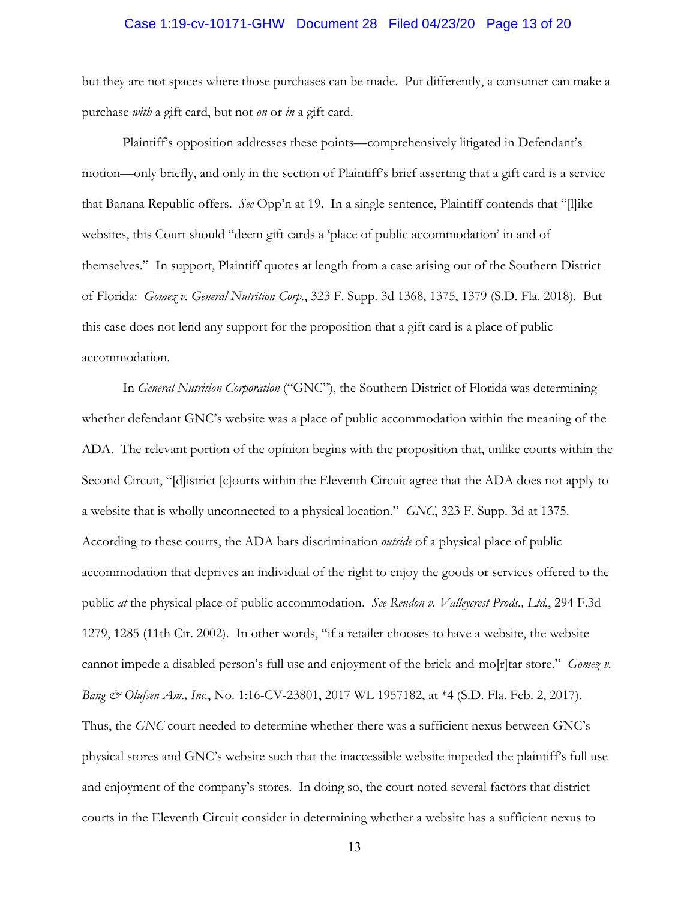but they are not spaces where those purchases can be made. Put differently, a consumer can make a purchase *with* a gift card, but not *on* or *in* a gift card.

Plaintiff's opposition addresses these points—comprehensively litigated in Defendant's motion—only briefly, and only in the section of Plaintiff's brief asserting that a gift card is a service that Banana Republic offers. *See* Opp'n at 19. In a single sentence, Plaintiff contends that "[l]ike websites, this Court should "deem gift cards a 'place of public accommodation' in and of themselves." In support, Plaintiff quotes at length from a case arising out of the Southern District of Florida: *Gomez v. General Nutrition Corp.*, 323 F. Supp. 3d 1368, 1375, 1379 (S.D. Fla. 2018). But this case does not lend any support for the proposition that a gift card is a place of public accommodation.

In *General Nutrition Corporation* ("GNC"), the Southern District of Florida was determining whether defendant GNC's website was a place of public accommodation within the meaning of the ADA. The relevant portion of the opinion begins with the proposition that, unlike courts within the Second Circuit, "[d]istrict [c]ourts within the Eleventh Circuit agree that the ADA does not apply to a website that is wholly unconnected to a physical location." *GNC*, 323 F. Supp. 3d at 1375. According to these courts, the ADA bars discrimination *outside* of a physical place of public accommodation that deprives an individual of the right to enjoy the goods or services offered to the public *at* the physical place of public accommodation. *See Rendon v. Valleycrest Prods., Ltd.*, 294 F.3d 1279, 1285 (11th Cir. 2002). In other words, "if a retailer chooses to have a website, the website cannot impede a disabled person's full use and enjoyment of the brick-and-mo[r]tar store." *Gomez v. Bang & Olufsen Am., Inc.*, No. 1:16-CV-23801, 2017 WL 1957182, at *4 (S.D. Fla. Feb. 2, 2017). Thus, the *GNC* court needed to determine whether there was a sufficient nexus between GNC's physical stores and GNC's website such that the inaccessible website impeded the plaintiff's full use and enjoyment of the company's stores. In doing so, the court noted several factors that district courts in the Eleventh Circuit consider in determining whether a website has a sufficient nexus to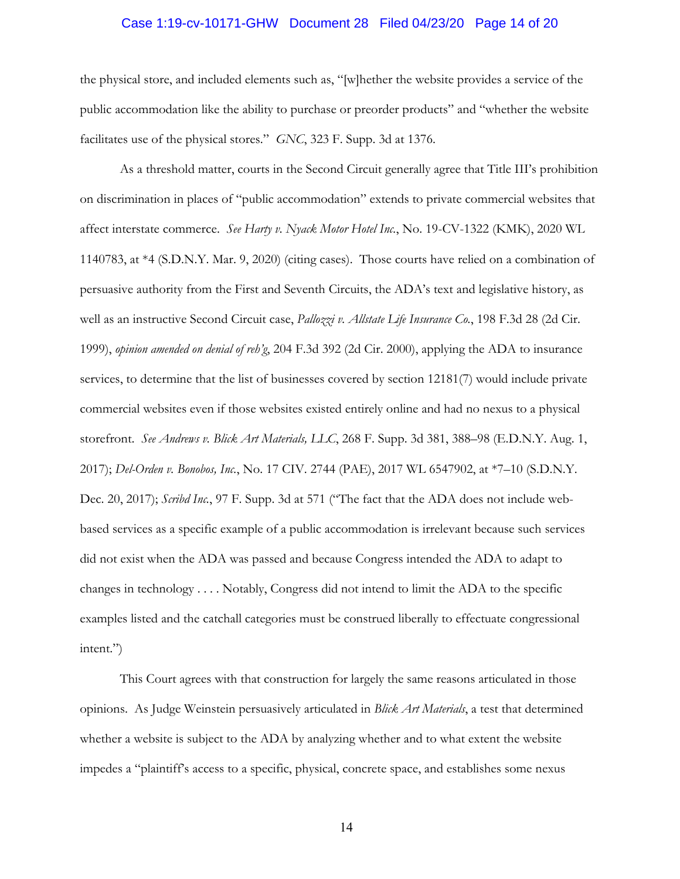the physical store, and included elements such as, "[w]hether the website provides a service of the public accommodation like the ability to purchase or preorder products" and "whether the website facilitates use of the physical stores." *GNC*, 323 F. Supp. 3d at 1376.

As a threshold matter, courts in the Second Circuit generally agree that Title III's prohibition on discrimination in places of "public accommodation" extends to private commercial websites that affect interstate commerce. *See Harty v. Nyack Motor Hotel Inc.*, No. 19-CV-1322 (KMK), 2020 WL 1140783, at *4 (S.D.N.Y. Mar. 9, 2020) (citing cases). Those courts have relied on a combination of persuasive authority from the First and Seventh Circuits, the ADA's text and legislative history, as well as an instructive Second Circuit case, *Pallozzi v. Allstate Life Insurance Co.*, 198 F.3d 28 (2d Cir. 1999), *opinion amended on denial of reh'g*, 204 F.3d 392 (2d Cir. 2000), applying the ADA to insurance services, to determine that the list of businesses covered by section 12181(7) would include private commercial websites even if those websites existed entirely online and had no nexus to a physical storefront. *See Andrews v. Blick Art Materials, LLC*, 268 F. Supp. 3d 381, 388–98 (E.D.N.Y. Aug. 1, 2017); *Del-Orden v. Bonobos, Inc.*, No. 17 CIV. 2744 (PAE), 2017 WL 6547902, at *7–10 (S.D.N.Y. Dec. 20, 2017); *Scribd Inc.*, 97 F. Supp. 3d at 571 ("The fact that the ADA does not include web-based services as a specific example of a public accommodation is irrelevant because such services did not exist when the ADA was passed and because Congress intended the ADA to adapt to changes in technology . . . . Notably, Congress did not intend to limit the ADA to the specific examples listed and the catchall categories must be construed liberally to effectuate congressional intent.")

This Court agrees with that construction for largely the same reasons articulated in those opinions. As Judge Weinstein persuasively articulated in *Blick Art Materials*, a test that determined whether a website is subject to the ADA by analyzing whether and to what extent the website impedes a "plaintiff's access to a specific, physical, concrete space, and establishes some nexus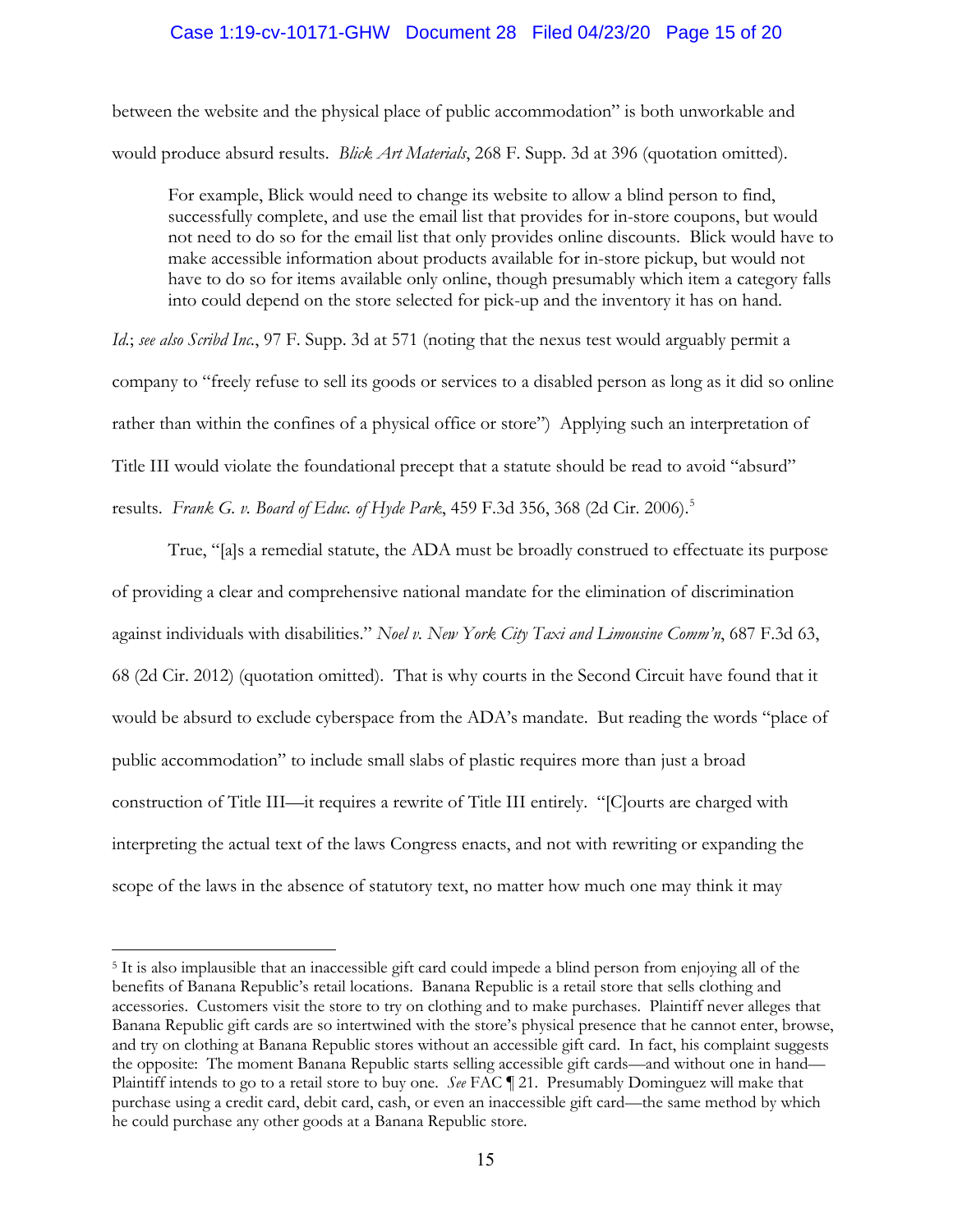between the website and the physical place of public accommodation" is both unworkable and would produce absurd results. *Blick Art Materials*, 268 F. Supp. 3d at 396 (quotation omitted).

> For example, Blick would need to change its website to allow a blind person to find, successfully complete, and use the email list that provides for in-store coupons, but would not need to do so for the email list that only provides online discounts. Blick would have to make accessible information about products available for in-store pickup, but would not have to do so for items available only online, though presumably which item a category falls into could depend on the store selected for pick-up and the inventory it has on hand.

*Id.*; *see also Scribd Inc.*, 97 F. Supp. 3d at 571 (noting that the nexus test would arguably permit a company to "freely refuse to sell its goods or services to a disabled person as long as it did so online rather than within the confines of a physical office or store") Applying such an interpretation of Title III would violate the foundational precept that a statute should be read to avoid "absurd" results. *Frank G. v. Board of Educ. of Hyde Park*, 459 F.3d 356, 368 (2d Cir. 2006).[5]

True, "[a]s a remedial statute, the ADA must be broadly construed to effectuate its purpose of providing a clear and comprehensive national mandate for the elimination of discrimination against individuals with disabilities." *Noel v. New York City Taxi and Limousine Comm'n*, 687 F.3d 63, 68 (2d Cir. 2012) (quotation omitted). That is why courts in the Second Circuit have found that it would be absurd to exclude cyberspace from the ADA's mandate. But reading the words "place of public accommodation" to include small slabs of plastic requires more than just a broad construction of Title III—it requires a rewrite of Title III entirely. "[C]ourts are charged with interpreting the actual text of the laws Congress enacts, and not with rewriting or expanding the scope of the laws in the absence of statutory text, no matter how much one may think it may

---

[5] It is also implausible that an inaccessible gift card could impede a blind person from enjoying all of the benefits of Banana Republic's retail locations. Banana Republic is a retail store that sells clothing and accessories. Customers visit the store to try on clothing and to make purchases. Plaintiff never alleges that Banana Republic gift cards are so intertwined with the store's physical presence that he cannot enter, browse, and try on clothing at Banana Republic stores without an accessible gift card. In fact, his complaint suggests the opposite: The moment Banana Republic starts selling accessible gift cards—and without one in hand—Plaintiff intends to go to a retail store to buy one. *See* FAC ¶ 21. Presumably Dominguez will make that purchase using a credit card, debit card, cash, or even an inaccessible gift card—the same method by which he could purchase any other goods at a Banana Republic store.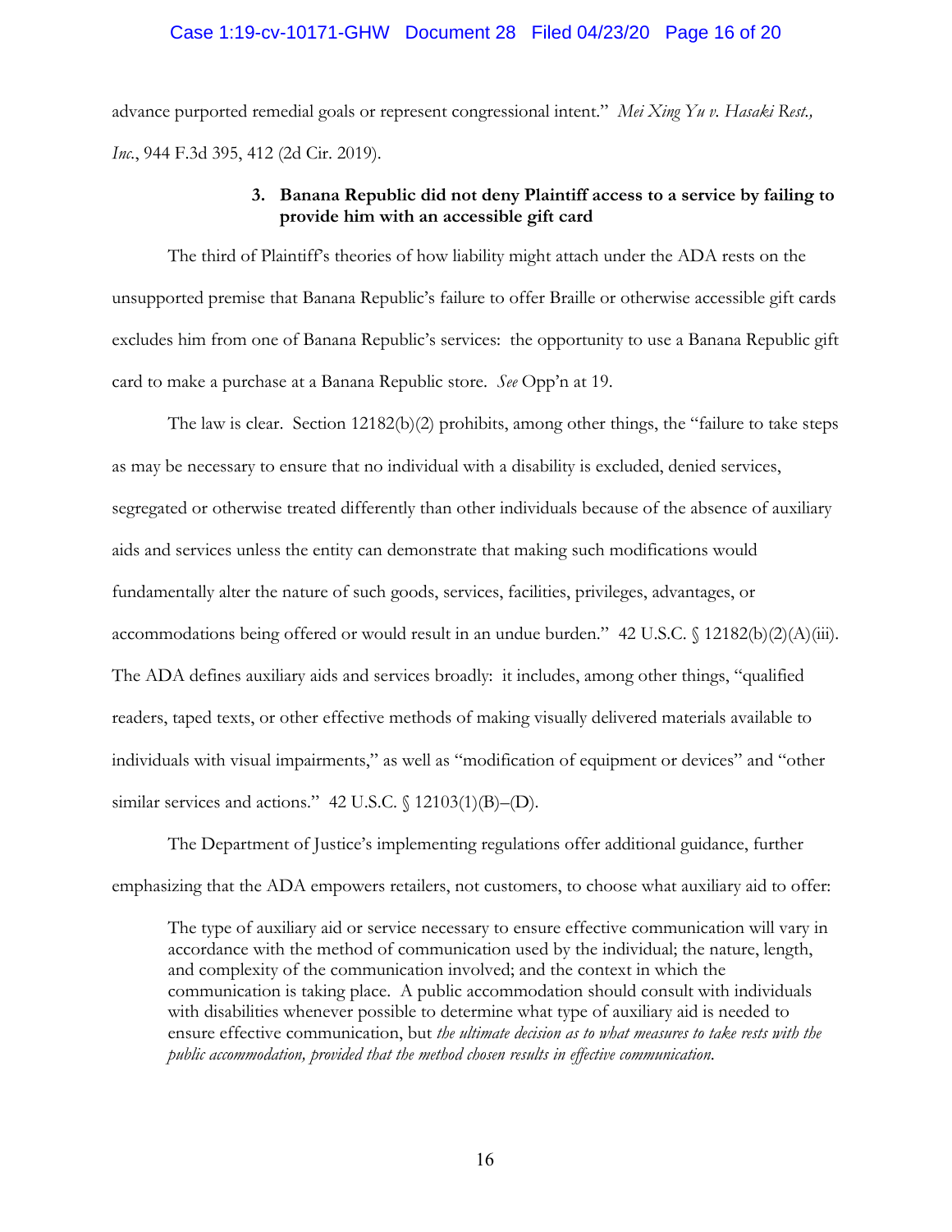advance purported remedial goals or represent congressional intent." *Mei Xing Yu v. Hasaki Rest., Inc.*, 944 F.3d 395, 412 (2d Cir. 2019).

### 3. Banana Republic did not deny Plaintiff access to a service by failing to provide him with an accessible gift card

The third of Plaintiff's theories of how liability might attach under the ADA rests on the unsupported premise that Banana Republic's failure to offer Braille or otherwise accessible gift cards excludes him from one of Banana Republic's services: the opportunity to use a Banana Republic gift card to make a purchase at a Banana Republic store. *See* Opp'n at 19.

The law is clear. Section 12182(b)(2) prohibits, among other things, the "failure to take steps as may be necessary to ensure that no individual with a disability is excluded, denied services, segregated or otherwise treated differently than other individuals because of the absence of auxiliary aids and services unless the entity can demonstrate that making such modifications would fundamentally alter the nature of such goods, services, facilities, privileges, advantages, or accommodations being offered or would result in an undue burden." 42 U.S.C. § 12182(b)(2)(A)(iii). The ADA defines auxiliary aids and services broadly: it includes, among other things, "qualified readers, taped texts, or other effective methods of making visually delivered materials available to individuals with visual impairments," as well as "modification of equipment or devices" and "other similar services and actions." 42 U.S.C. § 12103(1)(B)–(D).

The Department of Justice's implementing regulations offer additional guidance, further emphasizing that the ADA empowers retailers, not customers, to choose what auxiliary aid to offer:

> The type of auxiliary aid or service necessary to ensure effective communication will vary in accordance with the method of communication used by the individual; the nature, length, and complexity of the communication involved; and the context in which the communication is taking place. A public accommodation should consult with individuals with disabilities whenever possible to determine what type of auxiliary aid is needed to ensure effective communication, but *the ultimate decision as to what measures to take rests with the public accommodation, provided that the method chosen results in effective communication.*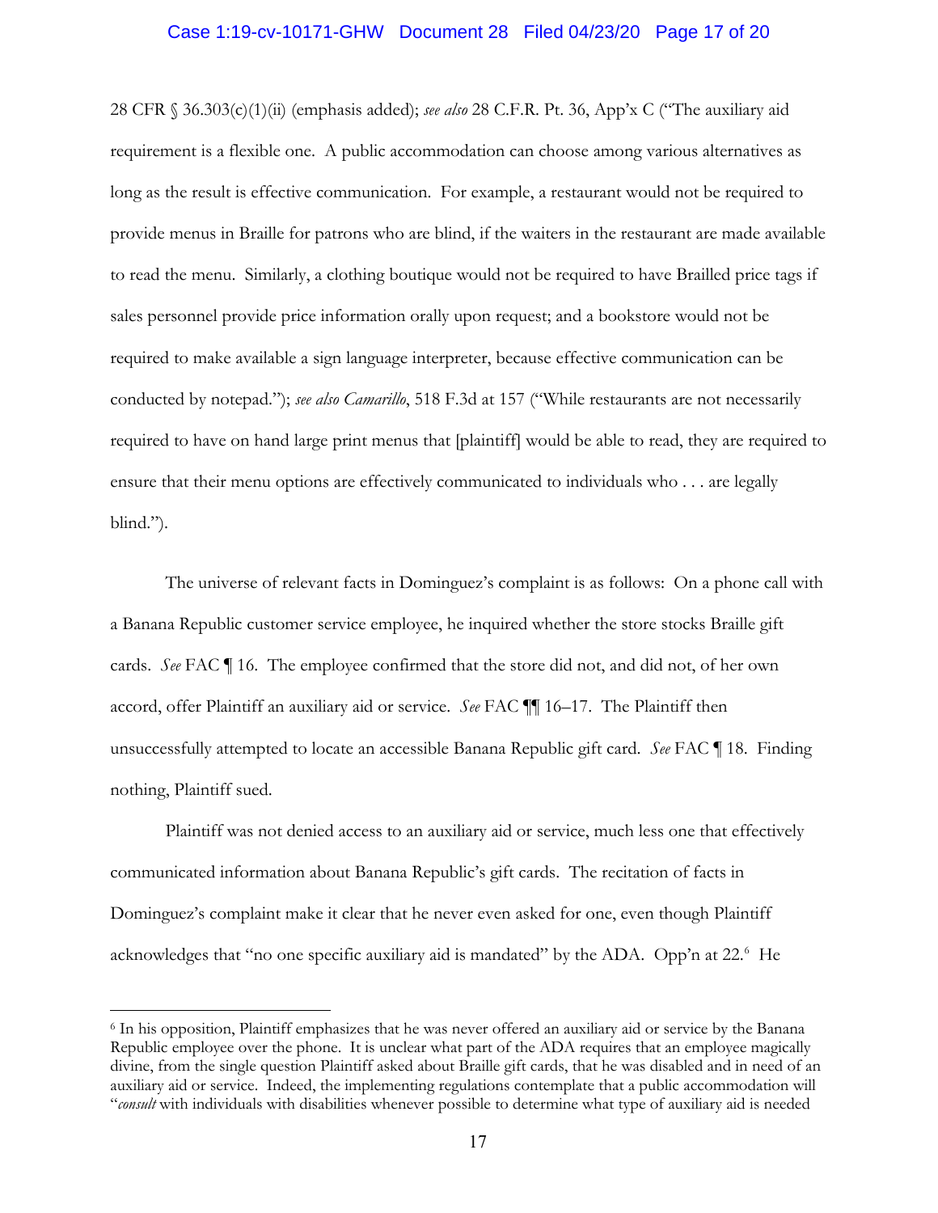28 CFR § 36.303(c)(1)(ii) (emphasis added); *see also* 28 C.F.R. Pt. 36, App'x C ("The auxiliary aid requirement is a flexible one. A public accommodation can choose among various alternatives as long as the result is effective communication. For example, a restaurant would not be required to provide menus in Braille for patrons who are blind, if the waiters in the restaurant are made available to read the menu. Similarly, a clothing boutique would not be required to have Brailled price tags if sales personnel provide price information orally upon request; and a bookstore would not be required to make available a sign language interpreter, because effective communication can be conducted by notepad."); *see also Camarillo*, 518 F.3d at 157 ("While restaurants are not necessarily required to have on hand large print menus that [plaintiff] would be able to read, they are required to ensure that their menu options are effectively communicated to individuals who . . . are legally blind.").

The universe of relevant facts in Dominguez's complaint is as follows: On a phone call with a Banana Republic customer service employee, he inquired whether the store stocks Braille gift cards. *See* FAC ¶ 16. The employee confirmed that the store did not, and did not, of her own accord, offer Plaintiff an auxiliary aid or service. *See* FAC ¶¶ 16–17. The Plaintiff then unsuccessfully attempted to locate an accessible Banana Republic gift card. *See* FAC ¶ 18. Finding nothing, Plaintiff sued.

Plaintiff was not denied access to an auxiliary aid or service, much less one that effectively communicated information about Banana Republic's gift cards. The recitation of facts in Dominguez's complaint make it clear that he never even asked for one, even though Plaintiff acknowledges that "no one specific auxiliary aid is mandated" by the ADA. Opp'n at 22.[6] He

---

[6] In his opposition, Plaintiff emphasizes that he was never offered an auxiliary aid or service by the Banana Republic employee over the phone. It is unclear what part of the ADA requires that an employee magically divine, from the single question Plaintiff asked about Braille gift cards, that he was disabled and in need of an auxiliary aid or service. Indeed, the implementing regulations contemplate that a public accommodation will "*consult* with individuals with disabilities whenever possible to determine what type of auxiliary aid is needed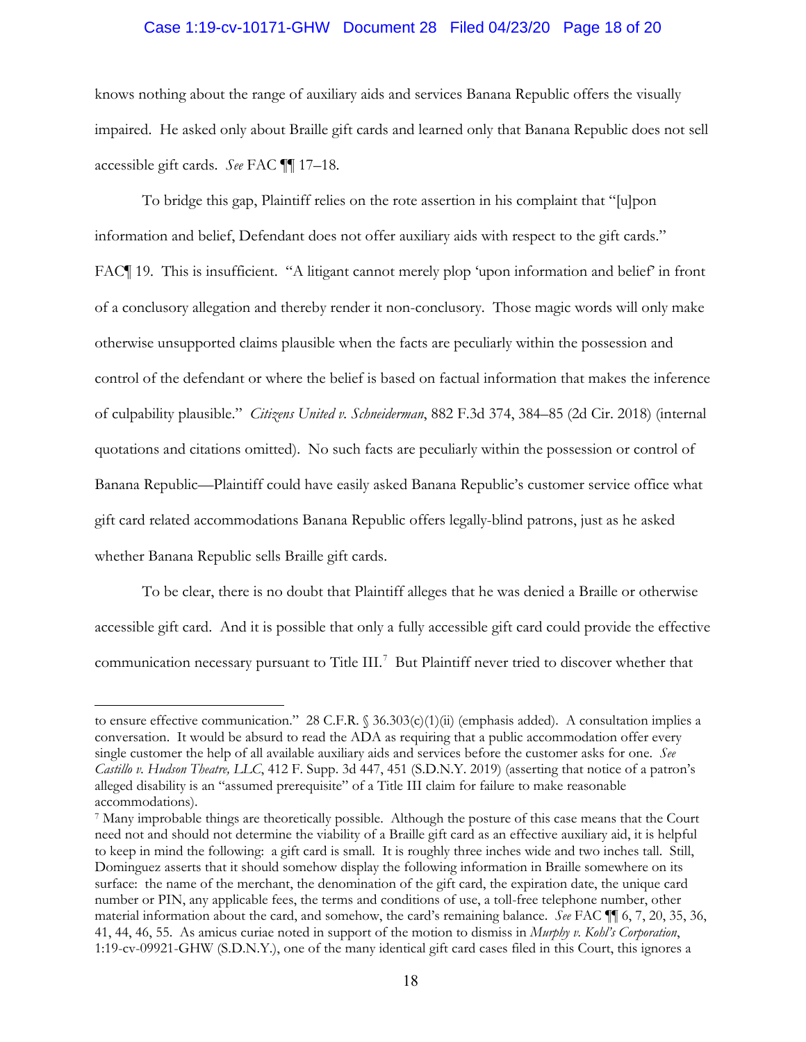knows nothing about the range of auxiliary aids and services Banana Republic offers the visually impaired. He asked only about Braille gift cards and learned only that Banana Republic does not sell accessible gift cards. *See* FAC ¶¶ 17–18.

To bridge this gap, Plaintiff relies on the rote assertion in his complaint that "[u]pon information and belief, Defendant does not offer auxiliary aids with respect to the gift cards." FAC¶ 19. This is insufficient. "A litigant cannot merely plop 'upon information and belief' in front of a conclusory allegation and thereby render it non-conclusory. Those magic words will only make otherwise unsupported claims plausible when the facts are peculiarly within the possession and control of the defendant or where the belief is based on factual information that makes the inference of culpability plausible." *Citizens United v. Schneiderman*, 882 F.3d 374, 384–85 (2d Cir. 2018) (internal quotations and citations omitted). No such facts are peculiarly within the possession or control of Banana Republic—Plaintiff could have easily asked Banana Republic's customer service office what gift card related accommodations Banana Republic offers legally-blind patrons, just as he asked whether Banana Republic sells Braille gift cards.

To be clear, there is no doubt that Plaintiff alleges that he was denied a Braille or otherwise accessible gift card. And it is possible that only a fully accessible gift card could provide the effective communication necessary pursuant to Title III.[7] But Plaintiff never tried to discover whether that

---

to ensure effective communication." 28 C.F.R. § 36.303(c)(1)(ii) (emphasis added). A consultation implies a conversation. It would be absurd to read the ADA as requiring that a public accommodation offer every single customer the help of all available auxiliary aids and services before the customer asks for one. *See Castillo v. Hudson Theatre, LLC*, 412 F. Supp. 3d 447, 451 (S.D.N.Y. 2019) (asserting that notice of a patron's alleged disability is an "assumed prerequisite" of a Title III claim for failure to make reasonable accommodations).

[7] Many improbable things are theoretically possible. Although the posture of this case means that the Court need not and should not determine the viability of a Braille gift card as an effective auxiliary aid, it is helpful to keep in mind the following: a gift card is small. It is roughly three inches wide and two inches tall. Still, Dominguez asserts that it should somehow display the following information in Braille somewhere on its surface: the name of the merchant, the denomination of the gift card, the expiration date, the unique card number or PIN, any applicable fees, the terms and conditions of use, a toll-free telephone number, other material information about the card, and somehow, the card's remaining balance. *See* FAC ¶¶ 6, 7, 20, 35, 36, 41, 44, 46, 55. As amicus curiae noted in support of the motion to dismiss in *Murphy v. Kohl's Corporation*, 1:19-cv-09921-GHW (S.D.N.Y.), one of the many identical gift card cases filed in this Court, this ignores a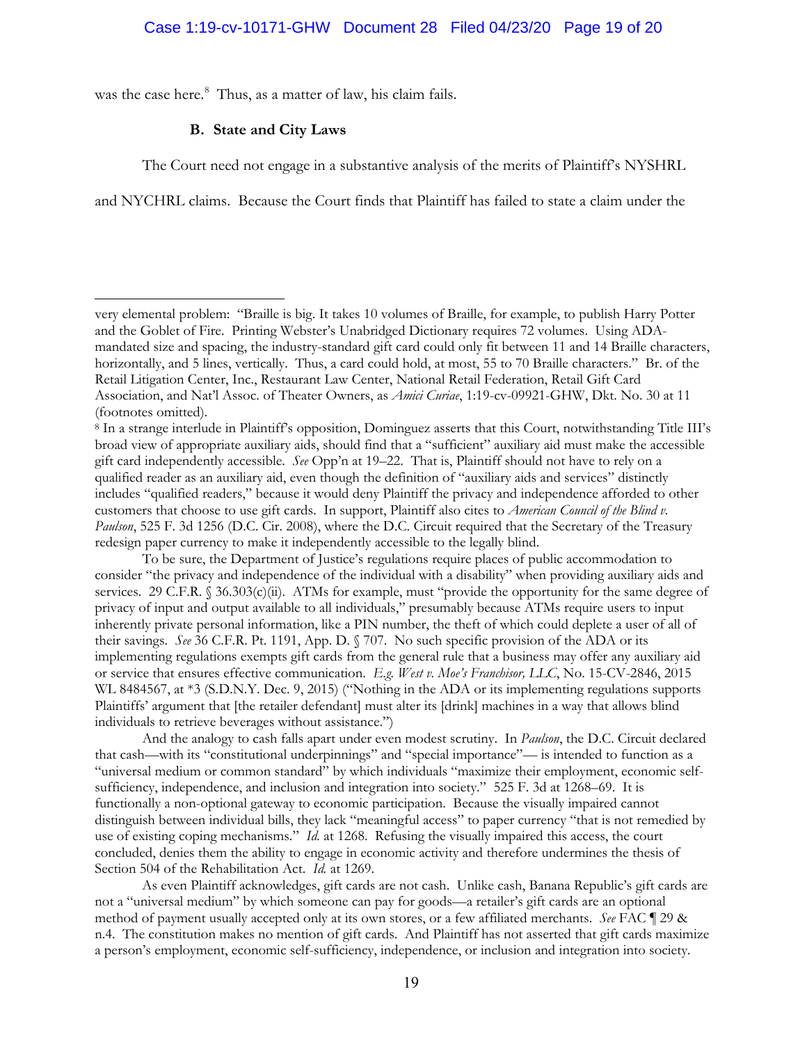was the case here.[8] Thus, as a matter of law, his claim fails.

### B. State and City Laws

The Court need not engage in a substantive analysis of the merits of Plaintiff's NYSHRL and NYCHRL claims. Because the Court finds that Plaintiff has failed to state a claim under the

---

very elemental problem: "Braille is big. It takes 10 volumes of Braille, for example, to publish Harry Potter and the Goblet of Fire. Printing Webster's Unabridged Dictionary requires 72 volumes. Using ADA-mandated size and spacing, the industry-standard gift card could only fit between 11 and 14 Braille characters, horizontally, and 5 lines, vertically. Thus, a card could hold, at most, 55 to 70 Braille characters." Br. of the Retail Litigation Center, Inc., Restaurant Law Center, National Retail Federation, Retail Gift Card Association, and Nat'l Assoc. of Theater Owners, as *Amici Curiae*, 1:19-cv-09921-GHW, Dkt. No. 30 at 11 (footnotes omitted).

[8] In a strange interlude in Plaintiff's opposition, Dominguez asserts that this Court, notwithstanding Title III's broad view of appropriate auxiliary aids, should find that a "sufficient" auxiliary aid must make the accessible gift card independently accessible. *See* Opp'n at 19–22. That is, Plaintiff should not have to rely on a qualified reader as an auxiliary aid, even though the definition of "auxiliary aids and services" distinctly includes "qualified readers," because it would deny Plaintiff the privacy and independence afforded to other customers that choose to use gift cards. In support, Plaintiff also cites to *American Council of the Blind v. Paulson*, 525 F. 3d 1256 (D.C. Cir. 2008), where the D.C. Circuit required that the Secretary of the Treasury redesign paper currency to make it independently accessible to the legally blind.

To be sure, the Department of Justice's regulations require places of public accommodation to consider "the privacy and independence of the individual with a disability" when providing auxiliary aids and services. 29 C.F.R. § 36.303(c)(ii). ATMs for example, must "provide the opportunity for the same degree of privacy of input and output available to all individuals," presumably because ATMs require users to input inherently private personal information, like a PIN number, the theft of which could deplete a user of all of their savings. *See* 36 C.F.R. Pt. 1191, App. D. § 707. No such specific provision of the ADA or its implementing regulations exempts gift cards from the general rule that a business may offer any auxiliary aid or service that ensures effective communication. *E.g. West v. Moe's Franchisor, LLC*, No. 15-CV-2846, 2015 WL 8484567, at *3 (S.D.N.Y. Dec. 9, 2015) ("Nothing in the ADA or its implementing regulations supports Plaintiffs' argument that [the retailer defendant] must alter its [drink] machines in a way that allows blind individuals to retrieve beverages without assistance.")

And the analogy to cash falls apart under even modest scrutiny. In *Paulson*, the D.C. Circuit declared that cash—with its "constitutional underpinnings" and "special importance"— is intended to function as a "universal medium or common standard" by which individuals "maximize their employment, economic self-sufficiency, independence, and inclusion and integration into society." 525 F. 3d at 1268–69. It is functionally a non-optional gateway to economic participation. Because the visually impaired cannot distinguish between individual bills, they lack "meaningful access" to paper currency "that is not remedied by use of existing coping mechanisms." *Id.* at 1268. Refusing the visually impaired this access, the court concluded, denies them the ability to engage in economic activity and therefore undermines the thesis of Section 504 of the Rehabilitation Act. *Id.* at 1269.

As even Plaintiff acknowledges, gift cards are not cash. Unlike cash, Banana Republic's gift cards are not a "universal medium" by which someone can pay for goods—a retailer's gift cards are an optional method of payment usually accepted only at its own stores, or a few affiliated merchants. *See* FAC ¶ 29 & n.4. The constitution makes no mention of gift cards. And Plaintiff has not asserted that gift cards maximize a person's employment, economic self-sufficiency, independence, or inclusion and integration into society.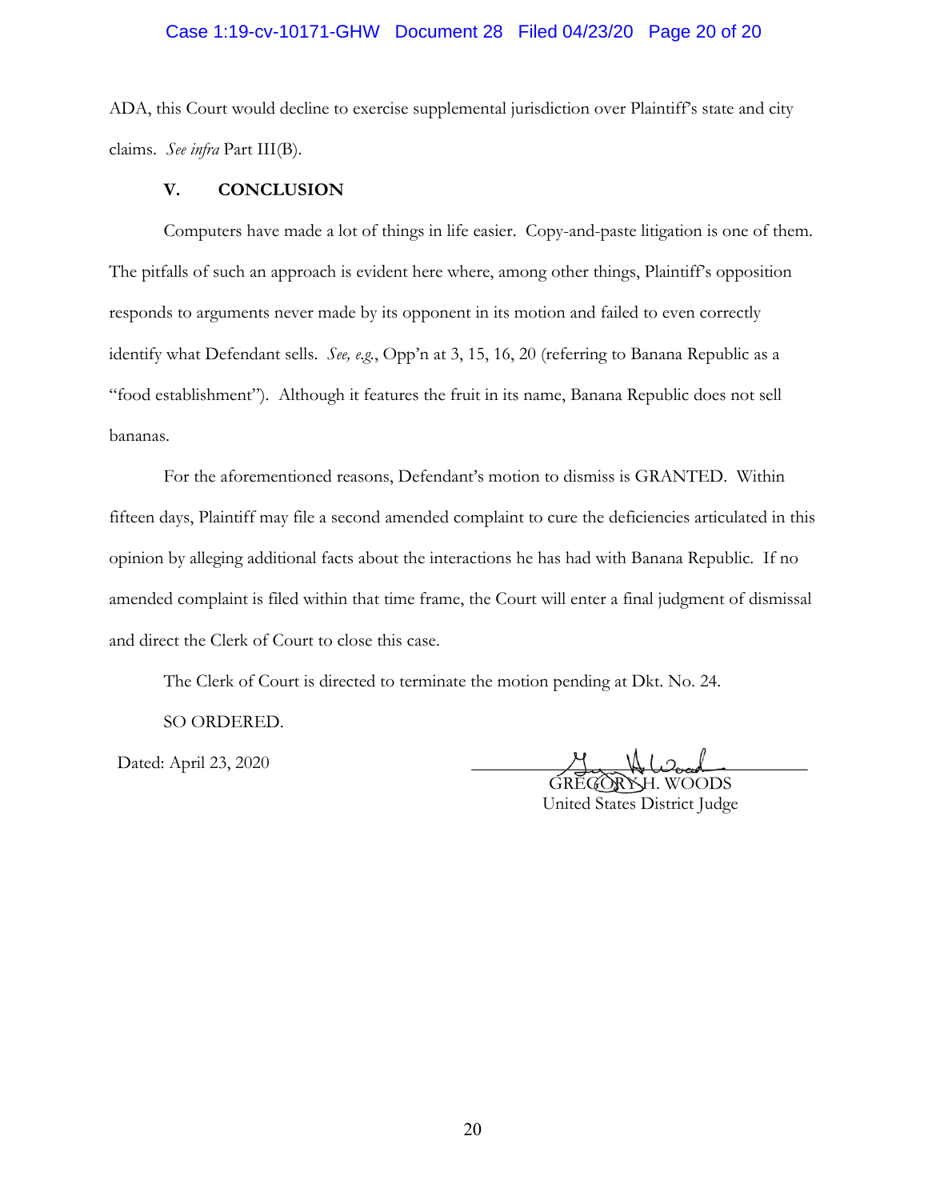ADA, this Court would decline to exercise supplemental jurisdiction over Plaintiff's state and city claims. *See infra* Part III(B).

## V. CONCLUSION

Computers have made a lot of things in life easier. Copy-and-paste litigation is one of them. The pitfalls of such an approach is evident here where, among other things, Plaintiff's opposition responds to arguments never made by its opponent in its motion and failed to even correctly identify what Defendant sells. *See, e.g.*, Opp'n at 3, 15, 16, 20 (referring to Banana Republic as a "food establishment"). Although it features the fruit in its name, Banana Republic does not sell bananas.

For the aforementioned reasons, Defendant's motion to dismiss is GRANTED. Within fifteen days, Plaintiff may file a second amended complaint to cure the deficiencies articulated in this opinion by alleging additional facts about the interactions he has had with Banana Republic. If no amended complaint is filed within that time frame, the Court will enter a final judgment of dismissal and direct the Clerk of Court to close this case.

The Clerk of Court is directed to terminate the motion pending at Dkt. No. 24.

SO ORDERED.

Dated: April 23, 2020

GREGORY H. WOODS
United States District Judge